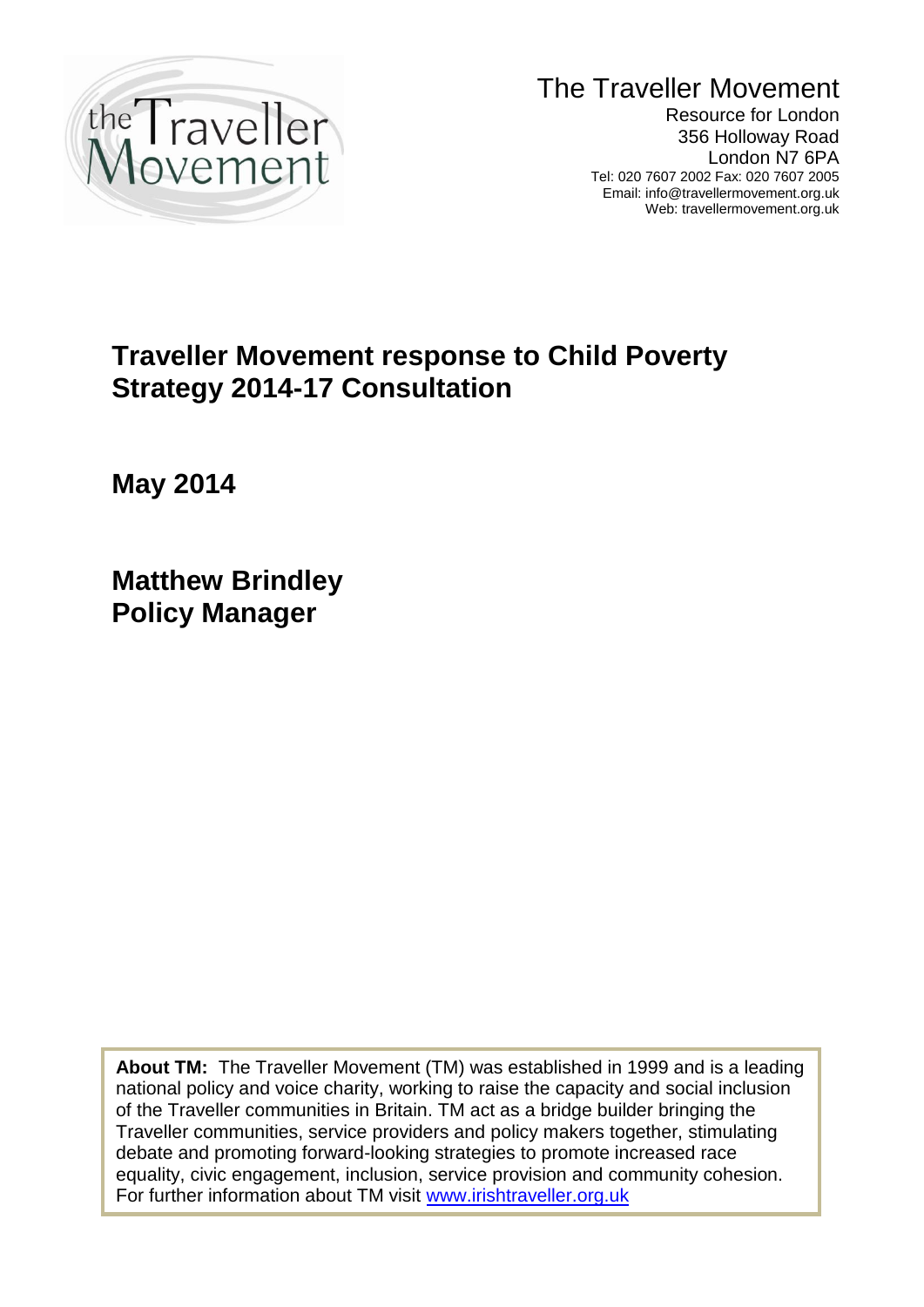The Traveller Movement

Resource for London
356 Holloway Road
London N7 6PA
Tel: 020 7607 2002 Fax: 020 7607 2005
Email: info@travellermovement.org.uk
Web: travellermovement.org.uk

# Traveller Movement response to Child Poverty Strategy 2014-17 Consultation

**May 2014**

**Matthew Brindley**
**Policy Manager**

**About TM:** The Traveller Movement (TM) was established in 1999 and is a leading national policy and voice charity, working to raise the capacity and social inclusion of the Traveller communities in Britain. TM act as a bridge builder bringing the Traveller communities, service providers and policy makers together, stimulating debate and promoting forward-looking strategies to promote increased race equality, civic engagement, inclusion, service provision and community cohesion. For further information about TM visit www.irishtraveller.org.uk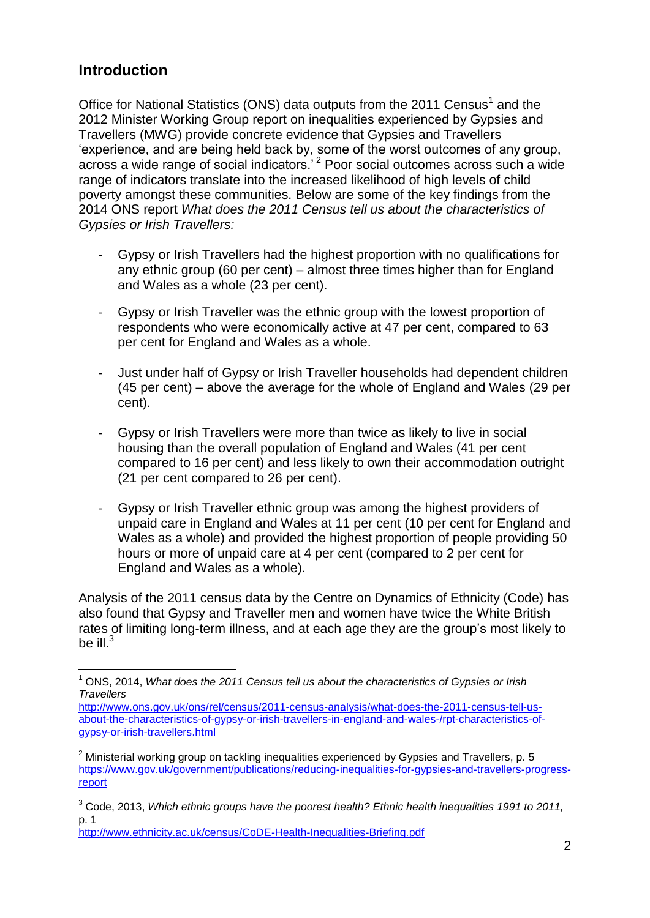## Introduction

Office for National Statistics (ONS) data outputs from the 2011 Census[1] and the 2012 Minister Working Group report on inequalities experienced by Gypsies and Travellers (MWG) provide concrete evidence that Gypsies and Travellers 'experience, and are being held back by, some of the worst outcomes of any group, across a wide range of social indicators.'[2] Poor social outcomes across such a wide range of indicators translate into the increased likelihood of high levels of child poverty amongst these communities. Below are some of the key findings from the 2014 ONS report *What does the 2011 Census tell us about the characteristics of Gypsies or Irish Travellers:*

- Gypsy or Irish Travellers had the highest proportion with no qualifications for any ethnic group (60 per cent) – almost three times higher than for England and Wales as a whole (23 per cent).

- Gypsy or Irish Traveller was the ethnic group with the lowest proportion of respondents who were economically active at 47 per cent, compared to 63 per cent for England and Wales as a whole.

- Just under half of Gypsy or Irish Traveller households had dependent children (45 per cent) – above the average for the whole of England and Wales (29 per cent).

- Gypsy or Irish Travellers were more than twice as likely to live in social housing than the overall population of England and Wales (41 per cent compared to 16 per cent) and less likely to own their accommodation outright (21 per cent compared to 26 per cent).

- Gypsy or Irish Traveller ethnic group was among the highest providers of unpaid care in England and Wales at 11 per cent (10 per cent for England and Wales as a whole) and provided the highest proportion of people providing 50 hours or more of unpaid care at 4 per cent (compared to 2 per cent for England and Wales as a whole).

Analysis of the 2011 census data by the Centre on Dynamics of Ethnicity (Code) has also found that Gypsy and Traveller men and women have twice the White British rates of limiting long-term illness, and at each age they are the group's most likely to be ill.[3]

---

[1] ONS, 2014, *What does the 2011 Census tell us about the characteristics of Gypsies or Irish Travellers*
http://www.ons.gov.uk/ons/rel/census/2011-census-analysis/what-does-the-2011-census-tell-us-about-the-characteristics-of-gypsy-or-irish-travellers-in-england-and-wales-/rpt-characteristics-of-gypsy-or-irish-travellers.html

[2] Ministerial working group on tackling inequalities experienced by Gypsies and Travellers, p. 5
https://www.gov.uk/government/publications/reducing-inequalities-for-gypsies-and-travellers-progress-report

[3] Code, 2013, *Which ethnic groups have the poorest health? Ethnic health inequalities 1991 to 2011,* p. 1
http://www.ethnicity.ac.uk/census/CoDE-Health-Inequalities-Briefing.pdf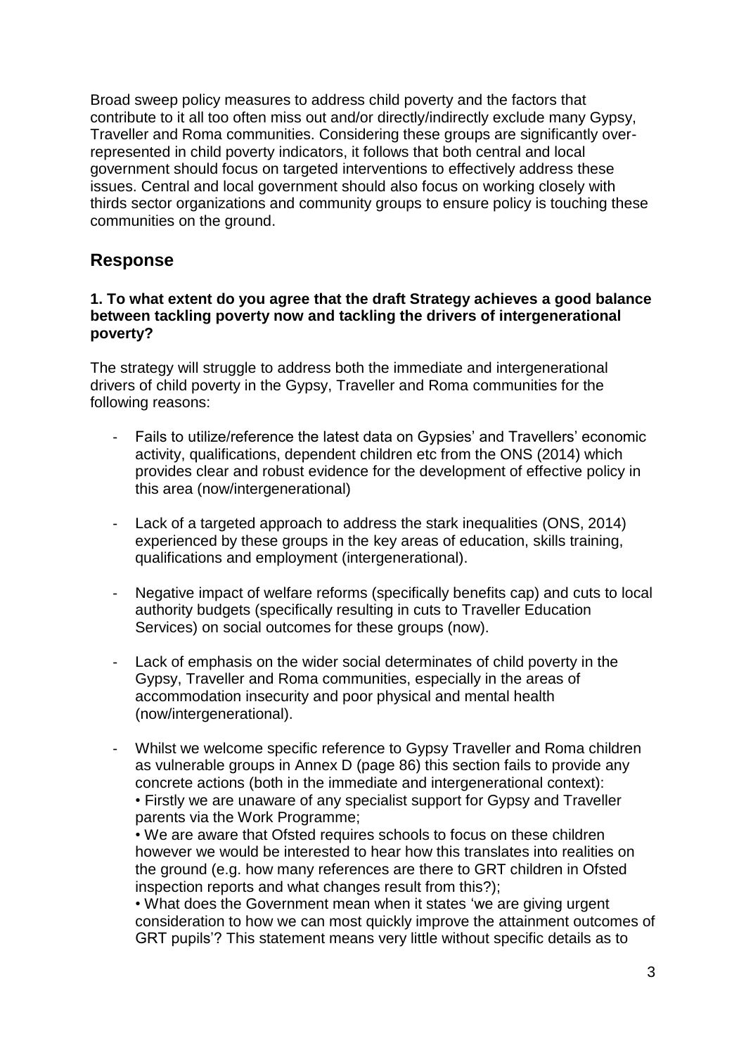Broad sweep policy measures to address child poverty and the factors that contribute to it all too often miss out and/or directly/indirectly exclude many Gypsy, Traveller and Roma communities. Considering these groups are significantly over-represented in child poverty indicators, it follows that both central and local government should focus on targeted interventions to effectively address these issues. Central and local government should also focus on working closely with thirds sector organizations and community groups to ensure policy is touching these communities on the ground.

## Response

**1. To what extent do you agree that the draft Strategy achieves a good balance between tackling poverty now and tackling the drivers of intergenerational poverty?**

The strategy will struggle to address both the immediate and intergenerational drivers of child poverty in the Gypsy, Traveller and Roma communities for the following reasons:

- Fails to utilize/reference the latest data on Gypsies' and Travellers' economic activity, qualifications, dependent children etc from the ONS (2014) which provides clear and robust evidence for the development of effective policy in this area (now/intergenerational)

- Lack of a targeted approach to address the stark inequalities (ONS, 2014) experienced by these groups in the key areas of education, skills training, qualifications and employment (intergenerational).

- Negative impact of welfare reforms (specifically benefits cap) and cuts to local authority budgets (specifically resulting in cuts to Traveller Education Services) on social outcomes for these groups (now).

- Lack of emphasis on the wider social determinates of child poverty in the Gypsy, Traveller and Roma communities, especially in the areas of accommodation insecurity and poor physical and mental health (now/intergenerational).

- Whilst we welcome specific reference to Gypsy Traveller and Roma children as vulnerable groups in Annex D (page 86) this section fails to provide any concrete actions (both in the immediate and intergenerational context):
  • Firstly we are unaware of any specialist support for Gypsy and Traveller parents via the Work Programme;
  • We are aware that Ofsted requires schools to focus on these children however we would be interested to hear how this translates into realities on the ground (e.g. how many references are there to GRT children in Ofsted inspection reports and what changes result from this?);
  • What does the Government mean when it states 'we are giving urgent consideration to how we can most quickly improve the attainment outcomes of GRT pupils'? This statement means very little without specific details as to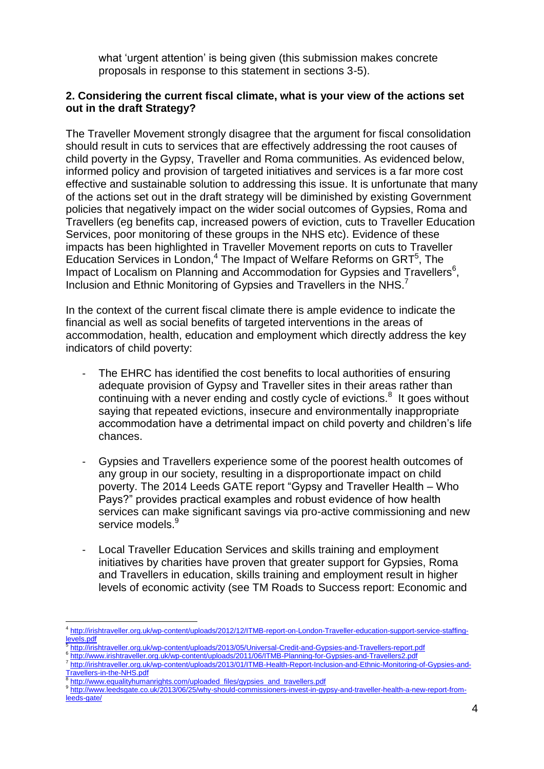what 'urgent attention' is being given (this submission makes concrete proposals in response to this statement in sections 3-5).

**2. Considering the current fiscal climate, what is your view of the actions set out in the draft Strategy?**

The Traveller Movement strongly disagree that the argument for fiscal consolidation should result in cuts to services that are effectively addressing the root causes of child poverty in the Gypsy, Traveller and Roma communities. As evidenced below, informed policy and provision of targeted initiatives and services is a far more cost effective and sustainable solution to addressing this issue. It is unfortunate that many of the actions set out in the draft strategy will be diminished by existing Government policies that negatively impact on the wider social outcomes of Gypsies, Roma and Travellers (eg benefits cap, increased powers of eviction, cuts to Traveller Education Services, poor monitoring of these groups in the NHS etc). Evidence of these impacts has been highlighted in Traveller Movement reports on cuts to Traveller Education Services in London,[4] The Impact of Welfare Reforms on GRT[5], The Impact of Localism on Planning and Accommodation for Gypsies and Travellers[6], Inclusion and Ethnic Monitoring of Gypsies and Travellers in the NHS.[7]

In the context of the current fiscal climate there is ample evidence to indicate the financial as well as social benefits of targeted interventions in the areas of accommodation, health, education and employment which directly address the key indicators of child poverty:

- The EHRC has identified the cost benefits to local authorities of ensuring adequate provision of Gypsy and Traveller sites in their areas rather than continuing with a never ending and costly cycle of evictions.[8] It goes without saying that repeated evictions, insecure and environmentally inappropriate accommodation have a detrimental impact on child poverty and children's life chances.

- Gypsies and Travellers experience some of the poorest health outcomes of any group in our society, resulting in a disproportionate impact on child poverty. The 2014 Leeds GATE report "Gypsy and Traveller Health – Who Pays?" provides practical examples and robust evidence of how health services can make significant savings via pro-active commissioning and new service models.[9]

- Local Traveller Education Services and skills training and employment initiatives by charities have proven that greater support for Gypsies, Roma and Travellers in education, skills training and employment result in higher levels of economic activity (see TM Roads to Success report: Economic and

---

[4] http://irishtraveller.org.uk/wp-content/uploads/2012/12/ITMB-report-on-London-Traveller-education-support-service-staffing-levels.pdf

[5] http://irishtraveller.org.uk/wp-content/uploads/2013/05/Universal-Credit-and-Gypsies-and-Travellers-report.pdf

[6] http://www.irishtraveller.org.uk/wp-content/uploads/2011/06/ITMB-Planning-for-Gypsies-and-Travellers2.pdf

[7] http://irishtraveller.org.uk/wp-content/uploads/2013/01/ITMB-Health-Report-Inclusion-and-Ethnic-Monitoring-of-Gypsies-and-Travellers-in-the-NHS.pdf

[8] http://www.equalityhumanrights.com/uploaded_files/gypsies_and_travellers.pdf

[9] http://www.leedsgate.co.uk/2013/06/25/why-should-commissioners-invest-in-gypsy-and-traveller-health-a-new-report-from-leeds-gate/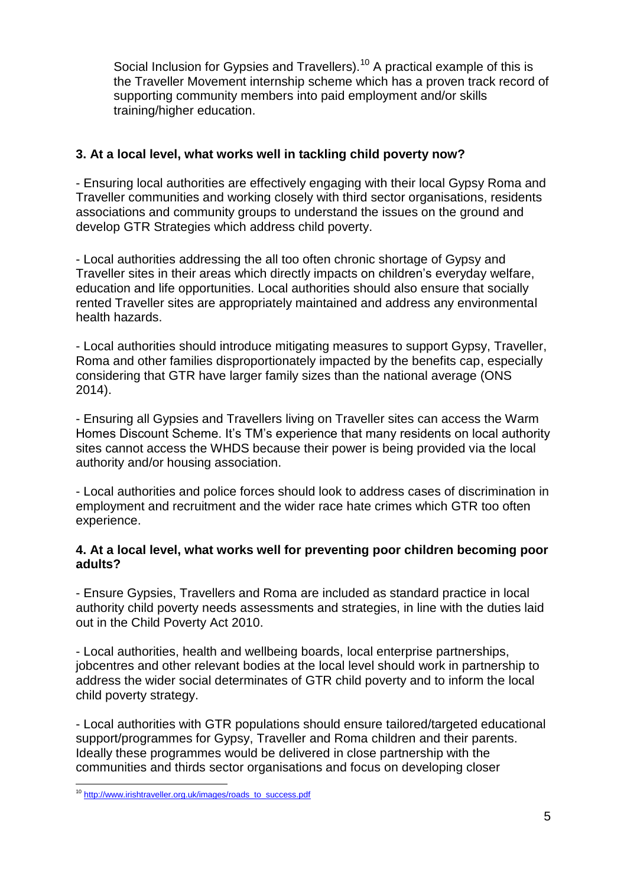Social Inclusion for Gypsies and Travellers).[10] A practical example of this is the Traveller Movement internship scheme which has a proven track record of supporting community members into paid employment and/or skills training/higher education.

**3. At a local level, what works well in tackling child poverty now?**

- Ensuring local authorities are effectively engaging with their local Gypsy Roma and Traveller communities and working closely with third sector organisations, residents associations and community groups to understand the issues on the ground and develop GTR Strategies which address child poverty.

- Local authorities addressing the all too often chronic shortage of Gypsy and Traveller sites in their areas which directly impacts on children's everyday welfare, education and life opportunities. Local authorities should also ensure that socially rented Traveller sites are appropriately maintained and address any environmental health hazards.

- Local authorities should introduce mitigating measures to support Gypsy, Traveller, Roma and other families disproportionately impacted by the benefits cap, especially considering that GTR have larger family sizes than the national average (ONS 2014).

- Ensuring all Gypsies and Travellers living on Traveller sites can access the Warm Homes Discount Scheme. It's TM's experience that many residents on local authority sites cannot access the WHDS because their power is being provided via the local authority and/or housing association.

- Local authorities and police forces should look to address cases of discrimination in employment and recruitment and the wider race hate crimes which GTR too often experience.

**4. At a local level, what works well for preventing poor children becoming poor adults?**

- Ensure Gypsies, Travellers and Roma are included as standard practice in local authority child poverty needs assessments and strategies, in line with the duties laid out in the Child Poverty Act 2010.

- Local authorities, health and wellbeing boards, local enterprise partnerships, jobcentres and other relevant bodies at the local level should work in partnership to address the wider social determinates of GTR child poverty and to inform the local child poverty strategy.

- Local authorities with GTR populations should ensure tailored/targeted educational support/programmes for Gypsy, Traveller and Roma children and their parents. Ideally these programmes would be delivered in close partnership with the communities and thirds sector organisations and focus on developing closer

---

[10] http://www.irishtraveller.org.uk/images/roads_to_success.pdf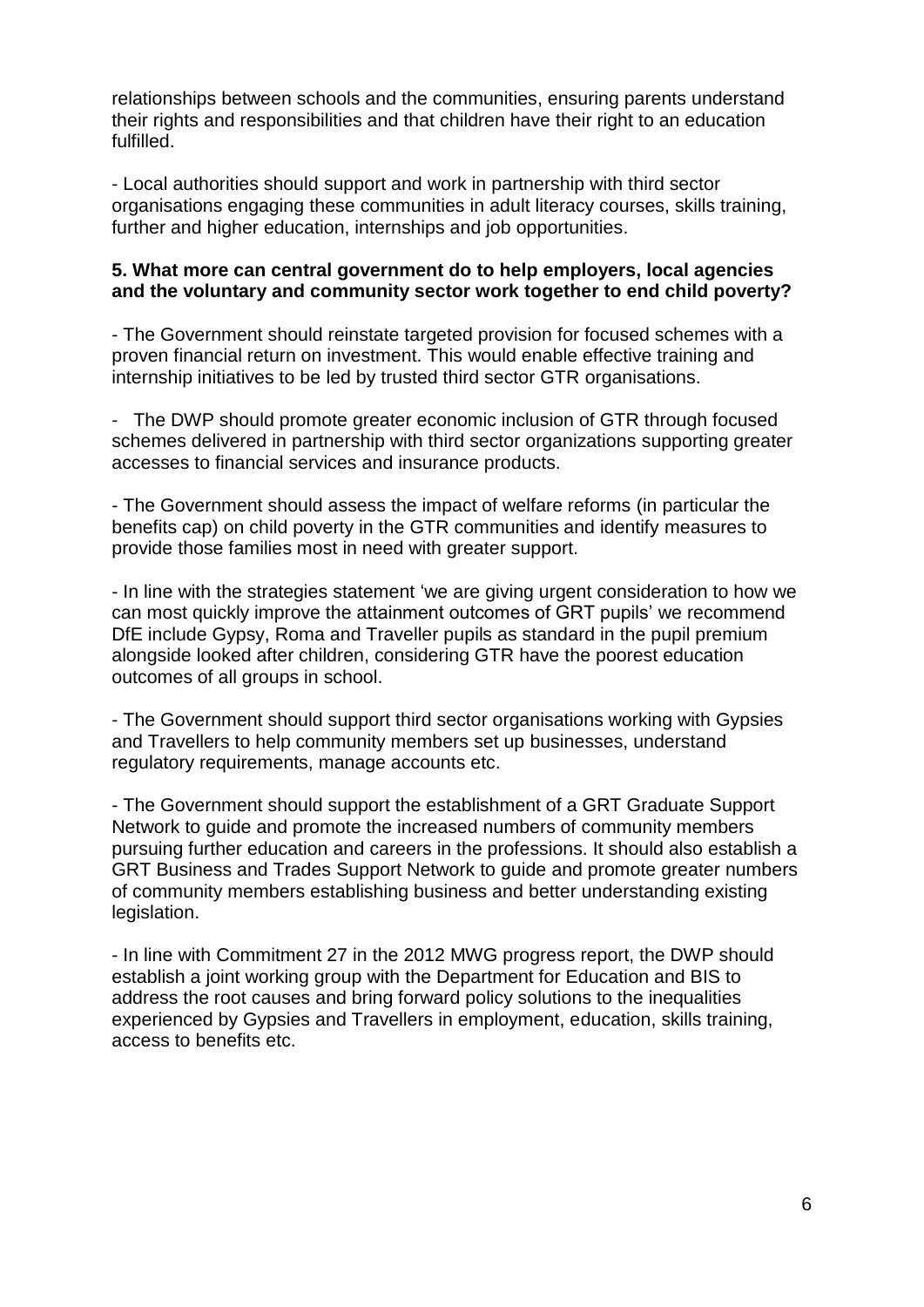relationships between schools and the communities, ensuring parents understand their rights and responsibilities and that children have their right to an education fulfilled.

- Local authorities should support and work in partnership with third sector organisations engaging these communities in adult literacy courses, skills training, further and higher education, internships and job opportunities.

**5. What more can central government do to help employers, local agencies and the voluntary and community sector work together to end child poverty?**

- The Government should reinstate targeted provision for focused schemes with a proven financial return on investment. This would enable effective training and internship initiatives to be led by trusted third sector GTR organisations.

- The DWP should promote greater economic inclusion of GTR through focused schemes delivered in partnership with third sector organizations supporting greater accesses to financial services and insurance products.

- The Government should assess the impact of welfare reforms (in particular the benefits cap) on child poverty in the GTR communities and identify measures to provide those families most in need with greater support.

- In line with the strategies statement 'we are giving urgent consideration to how we can most quickly improve the attainment outcomes of GRT pupils' we recommend DfE include Gypsy, Roma and Traveller pupils as standard in the pupil premium alongside looked after children, considering GTR have the poorest education outcomes of all groups in school.

- The Government should support third sector organisations working with Gypsies and Travellers to help community members set up businesses, understand regulatory requirements, manage accounts etc.

- The Government should support the establishment of a GRT Graduate Support Network to guide and promote the increased numbers of community members pursuing further education and careers in the professions. It should also establish a GRT Business and Trades Support Network to guide and promote greater numbers of community members establishing business and better understanding existing legislation.

- In line with Commitment 27 in the 2012 MWG progress report, the DWP should establish a joint working group with the Department for Education and BIS to address the root causes and bring forward policy solutions to the inequalities experienced by Gypsies and Travellers in employment, education, skills training, access to benefits etc.